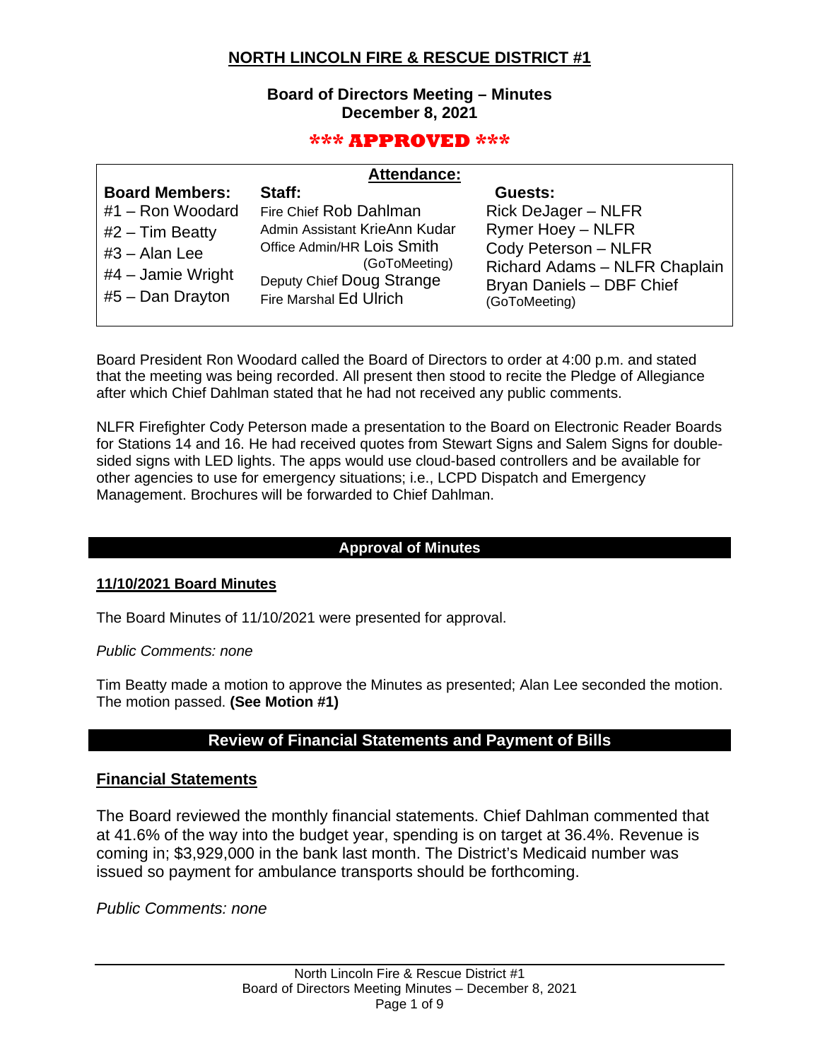# NORTH LINCOLN FIRE & RESCUE DISTRICT #1

**Board of Directors Meeting – Minutes**
**December 8, 2021**

**\*\*\* APPROVED \*\*\***

## Attendance:

| Board Members: | Staff: | Guests: |
|---|---|---|
| #1 – Ron Woodard | Fire Chief Rob Dahlman | Rick DeJager – NLFR |
| #2 – Tim Beatty | Admin Assistant KrieAnn Kudar | Rymer Hoey – NLFR |
| #3 – Alan Lee | Office Admin/HR Lois Smith (GoToMeeting) | Cody Peterson – NLFR |
| #4 – Jamie Wright | Deputy Chief Doug Strange | Richard Adams – NLFR Chaplain |
| #5 – Dan Drayton | Fire Marshal Ed Ulrich | Bryan Daniels – DBF Chief (GoToMeeting) |

Board President Ron Woodard called the Board of Directors to order at 4:00 p.m. and stated that the meeting was being recorded. All present then stood to recite the Pledge of Allegiance after which Chief Dahlman stated that he had not received any public comments.

NLFR Firefighter Cody Peterson made a presentation to the Board on Electronic Reader Boards for Stations 14 and 16. He had received quotes from Stewart Signs and Salem Signs for double-sided signs with LED lights. The apps would use cloud-based controllers and be available for other agencies to use for emergency situations; i.e., LCPD Dispatch and Emergency Management. Brochures will be forwarded to Chief Dahlman.

## Approval of Minutes

### 11/10/2021 Board Minutes

The Board Minutes of 11/10/2021 were presented for approval.

*Public Comments: none*

Tim Beatty made a motion to approve the Minutes as presented; Alan Lee seconded the motion. The motion passed. **(See Motion #1)**

## Review of Financial Statements and Payment of Bills

### Financial Statements

The Board reviewed the monthly financial statements. Chief Dahlman commented that at 41.6% of the way into the budget year, spending is on target at 36.4%. Revenue is coming in; $3,929,000 in the bank last month. The District's Medicaid number was issued so payment for ambulance transports should be forthcoming.

*Public Comments: none*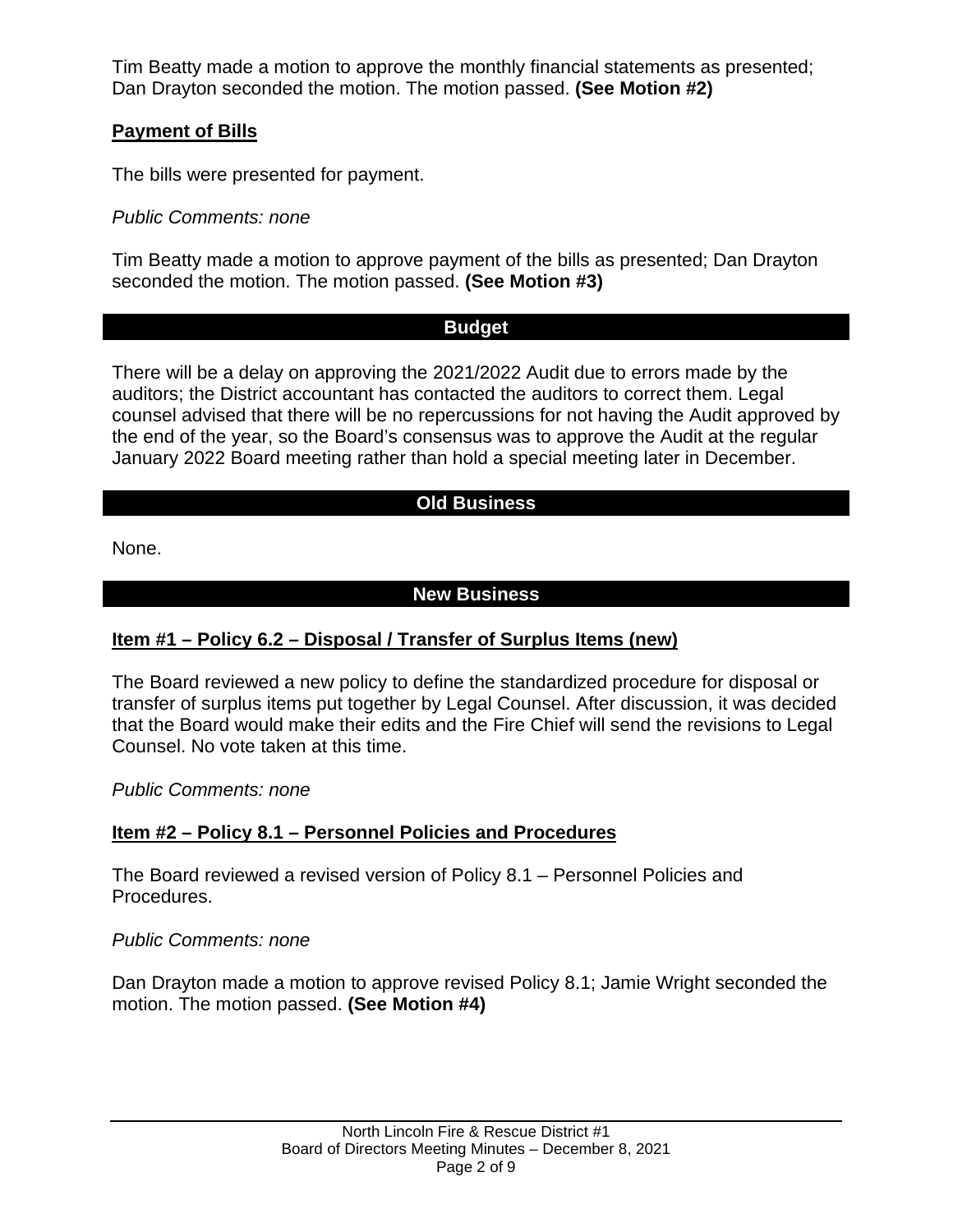Tim Beatty made a motion to approve the monthly financial statements as presented; Dan Drayton seconded the motion. The motion passed. **(See Motion #2)**

**Payment of Bills**

The bills were presented for payment.

*Public Comments: none*

Tim Beatty made a motion to approve payment of the bills as presented; Dan Drayton seconded the motion. The motion passed. **(See Motion #3)**

## Budget

There will be a delay on approving the 2021/2022 Audit due to errors made by the auditors; the District accountant has contacted the auditors to correct them. Legal counsel advised that there will be no repercussions for not having the Audit approved by the end of the year, so the Board's consensus was to approve the Audit at the regular January 2022 Board meeting rather than hold a special meeting later in December.

## Old Business

None.

## New Business

**Item #1 – Policy 6.2 – Disposal / Transfer of Surplus Items (new)**

The Board reviewed a new policy to define the standardized procedure for disposal or transfer of surplus items put together by Legal Counsel. After discussion, it was decided that the Board would make their edits and the Fire Chief will send the revisions to Legal Counsel. No vote taken at this time.

*Public Comments: none*

**Item #2 – Policy 8.1 – Personnel Policies and Procedures**

The Board reviewed a revised version of Policy 8.1 – Personnel Policies and Procedures.

*Public Comments: none*

Dan Drayton made a motion to approve revised Policy 8.1; Jamie Wright seconded the motion. The motion passed. **(See Motion #4)**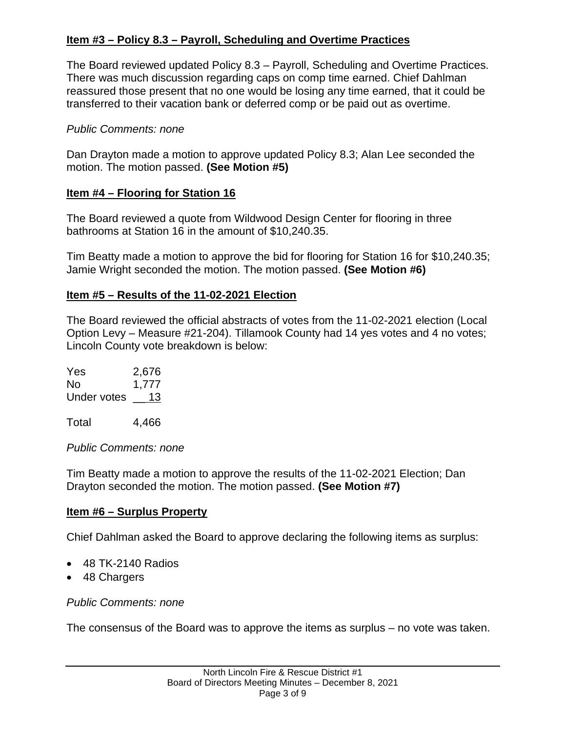**Item #3 – Policy 8.3 – Payroll, Scheduling and Overtime Practices**

The Board reviewed updated Policy 8.3 – Payroll, Scheduling and Overtime Practices. There was much discussion regarding caps on comp time earned. Chief Dahlman reassured those present that no one would be losing any time earned, that it could be transferred to their vacation bank or deferred comp or be paid out as overtime.

*Public Comments: none*

Dan Drayton made a motion to approve updated Policy 8.3; Alan Lee seconded the motion. The motion passed. **(See Motion #5)**

**Item #4 – Flooring for Station 16**

The Board reviewed a quote from Wildwood Design Center for flooring in three bathrooms at Station 16 in the amount of $10,240.35.

Tim Beatty made a motion to approve the bid for flooring for Station 16 for $10,240.35; Jamie Wright seconded the motion. The motion passed. **(See Motion #6)**

**Item #5 – Results of the 11-02-2021 Election**

The Board reviewed the official abstracts of votes from the 11-02-2021 election (Local Option Levy – Measure #21-204). Tillamook County had 14 yes votes and 4 no votes; Lincoln County vote breakdown is below:

| | |
|---|---|
| Yes | 2,676 |
| No | 1,777 |
| Under votes | 13 |
| Total | 4,466 |

*Public Comments: none*

Tim Beatty made a motion to approve the results of the 11-02-2021 Election; Dan Drayton seconded the motion. The motion passed. **(See Motion #7)**

**Item #6 – Surplus Property**

Chief Dahlman asked the Board to approve declaring the following items as surplus:

- 48 TK-2140 Radios
- 48 Chargers

*Public Comments: none*

The consensus of the Board was to approve the items as surplus – no vote was taken.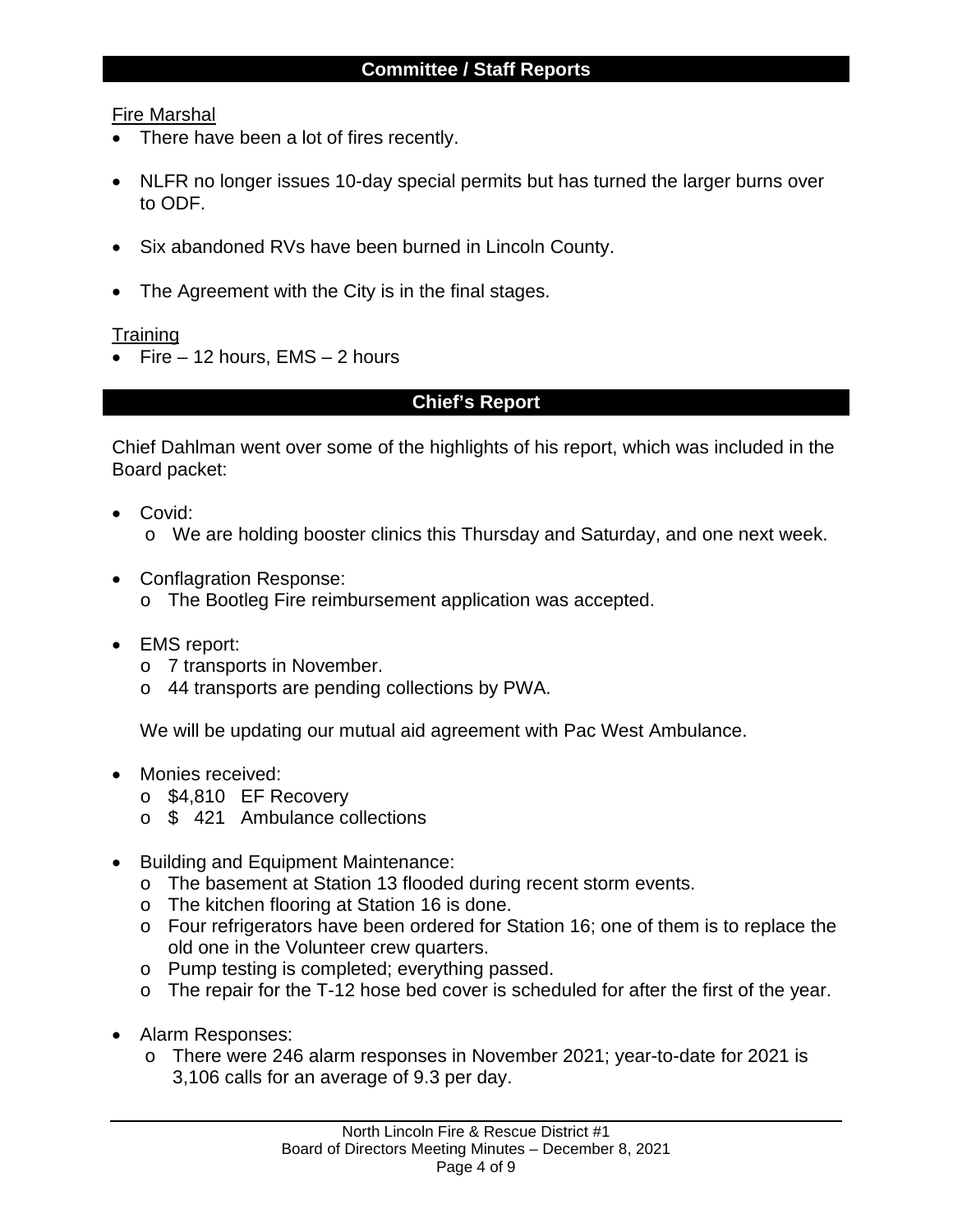## Committee / Staff Reports

Fire Marshal

- There have been a lot of fires recently.
- NLFR no longer issues 10-day special permits but has turned the larger burns over to ODF.
- Six abandoned RVs have been burned in Lincoln County.
- The Agreement with the City is in the final stages.

Training

- Fire – 12 hours, EMS – 2 hours

## Chief's Report

Chief Dahlman went over some of the highlights of his report, which was included in the Board packet:

- Covid:
  - We are holding booster clinics this Thursday and Saturday, and one next week.
- Conflagration Response:
  - The Bootleg Fire reimbursement application was accepted.
- EMS report:
  - 7 transports in November.
  - 44 transports are pending collections by PWA.

  We will be updating our mutual aid agreement with Pac West Ambulance.

- Monies received:
  - $4,810 EF Recovery
  - $ 421 Ambulance collections
- Building and Equipment Maintenance:
  - The basement at Station 13 flooded during recent storm events.
  - The kitchen flooring at Station 16 is done.
  - Four refrigerators have been ordered for Station 16; one of them is to replace the old one in the Volunteer crew quarters.
  - Pump testing is completed; everything passed.
  - The repair for the T-12 hose bed cover is scheduled for after the first of the year.
- Alarm Responses:
  - There were 246 alarm responses in November 2021; year-to-date for 2021 is 3,106 calls for an average of 9.3 per day.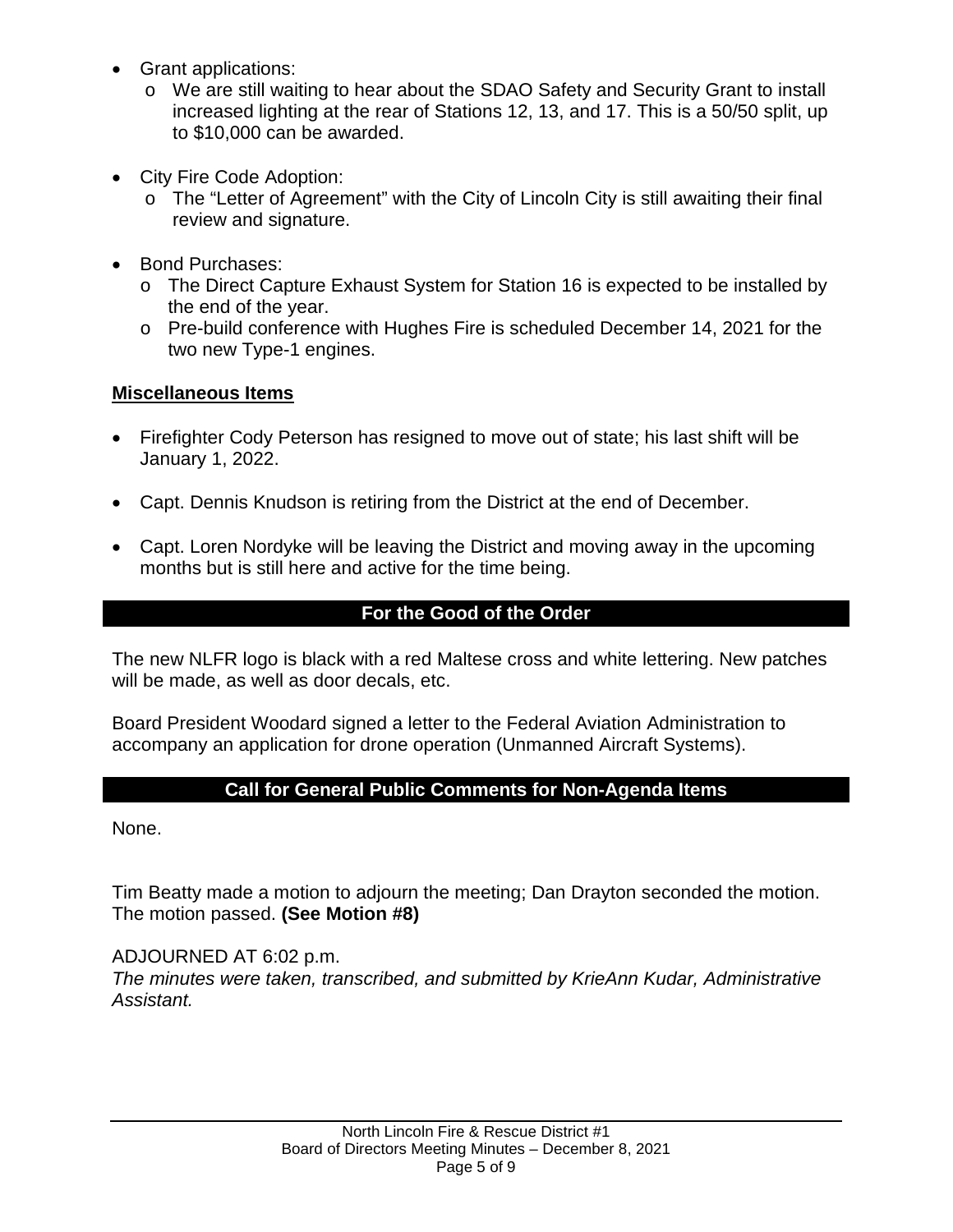- Grant applications:
  - We are still waiting to hear about the SDAO Safety and Security Grant to install increased lighting at the rear of Stations 12, 13, and 17. This is a 50/50 split, up to $10,000 can be awarded.

- City Fire Code Adoption:
  - The "Letter of Agreement" with the City of Lincoln City is still awaiting their final review and signature.

- Bond Purchases:
  - The Direct Capture Exhaust System for Station 16 is expected to be installed by the end of the year.
  - Pre-build conference with Hughes Fire is scheduled December 14, 2021 for the two new Type-1 engines.

**Miscellaneous Items**

- Firefighter Cody Peterson has resigned to move out of state; his last shift will be January 1, 2022.

- Capt. Dennis Knudson is retiring from the District at the end of December.

- Capt. Loren Nordyke will be leaving the District and moving away in the upcoming months but is still here and active for the time being.

## For the Good of the Order

The new NLFR logo is black with a red Maltese cross and white lettering. New patches will be made, as well as door decals, etc.

Board President Woodard signed a letter to the Federal Aviation Administration to accompany an application for drone operation (Unmanned Aircraft Systems).

## Call for General Public Comments for Non-Agenda Items

None.

Tim Beatty made a motion to adjourn the meeting; Dan Drayton seconded the motion. The motion passed. **(See Motion #8)**

ADJOURNED AT 6:02 p.m.
*The minutes were taken, transcribed, and submitted by KrieAnn Kudar, Administrative Assistant.*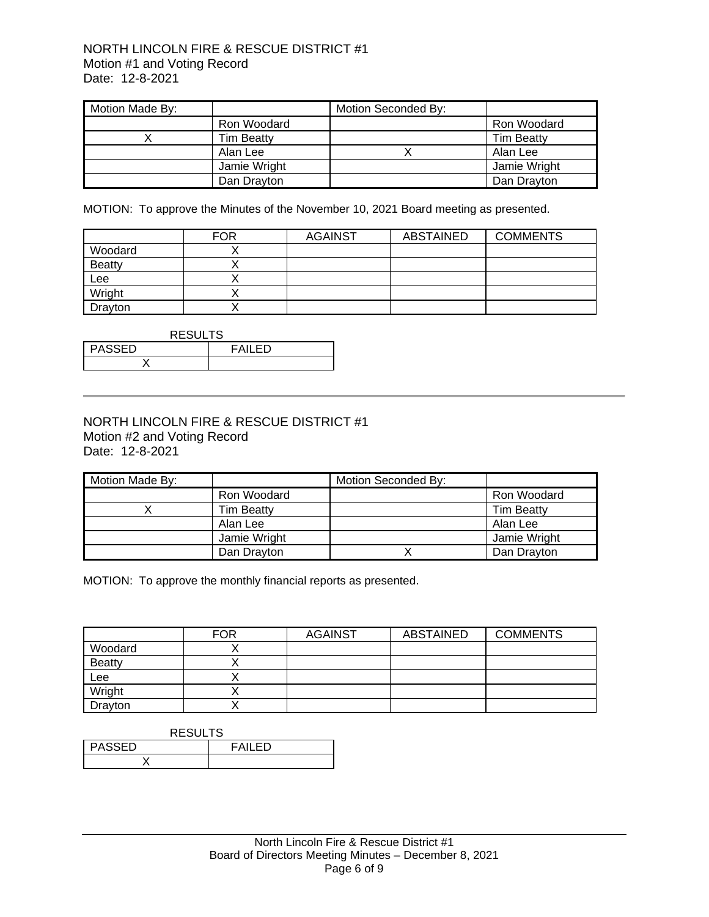NORTH LINCOLN FIRE & RESCUE DISTRICT #1
Motion #1 and Voting Record
Date: 12-8-2021

| Motion Made By: | | Motion Seconded By: | |
|---|---|---|---|
| | Ron Woodard | | Ron Woodard |
| X | Tim Beatty | | Tim Beatty |
| | Alan Lee | X | Alan Lee |
| | Jamie Wright | | Jamie Wright |
| | Dan Drayton | | Dan Drayton |

MOTION: To approve the Minutes of the November 10, 2021 Board meeting as presented.

| | FOR | AGAINST | ABSTAINED | COMMENTS |
|---|---|---|---|---|
| Woodard | X | | | |
| Beatty | X | | | |
| Lee | X | | | |
| Wright | X | | | |
| Drayton | X | | | |

RESULTS

| PASSED | FAILED |
|---|---|
| X | |

---

NORTH LINCOLN FIRE & RESCUE DISTRICT #1
Motion #2 and Voting Record
Date: 12-8-2021

| Motion Made By: | | Motion Seconded By: | |
|---|---|---|---|
| | Ron Woodard | | Ron Woodard |
| X | Tim Beatty | | Tim Beatty |
| | Alan Lee | | Alan Lee |
| | Jamie Wright | | Jamie Wright |
| | Dan Drayton | X | Dan Drayton |

MOTION: To approve the monthly financial reports as presented.

| | FOR | AGAINST | ABSTAINED | COMMENTS |
|---|---|---|---|---|
| Woodard | X | | | |
| Beatty | X | | | |
| Lee | X | | | |
| Wright | X | | | |
| Drayton | X | | | |

RESULTS

| PASSED | FAILED |
|---|---|
| X | |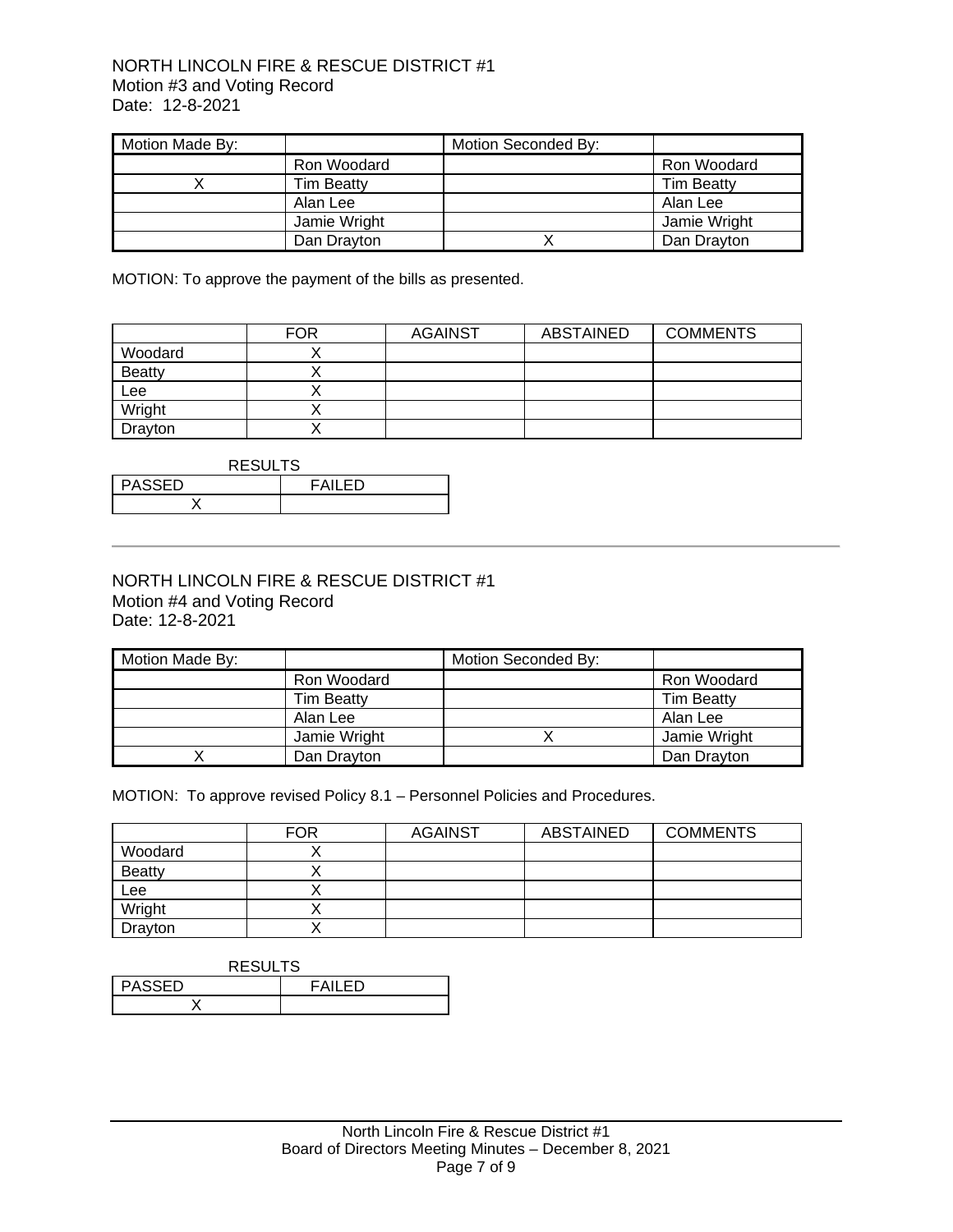NORTH LINCOLN FIRE & RESCUE DISTRICT #1
Motion #3 and Voting Record
Date: 12-8-2021

| Motion Made By: | | Motion Seconded By: | |
|---|---|---|---|
| | Ron Woodard | | Ron Woodard |
| X | Tim Beatty | | Tim Beatty |
| | Alan Lee | | Alan Lee |
| | Jamie Wright | | Jamie Wright |
| | Dan Drayton | X | Dan Drayton |

MOTION: To approve the payment of the bills as presented.

| | FOR | AGAINST | ABSTAINED | COMMENTS |
|---|---|---|---|---|
| Woodard | X | | | |
| Beatty | X | | | |
| Lee | X | | | |
| Wright | X | | | |
| Drayton | X | | | |

RESULTS

| PASSED | FAILED |
|---|---|
| X | |

---

NORTH LINCOLN FIRE & RESCUE DISTRICT #1
Motion #4 and Voting Record
Date: 12-8-2021

| Motion Made By: | | Motion Seconded By: | |
|---|---|---|---|
| | Ron Woodard | | Ron Woodard |
| | Tim Beatty | | Tim Beatty |
| | Alan Lee | | Alan Lee |
| | Jamie Wright | X | Jamie Wright |
| X | Dan Drayton | | Dan Drayton |

MOTION: To approve revised Policy 8.1 – Personnel Policies and Procedures.

| | FOR | AGAINST | ABSTAINED | COMMENTS |
|---|---|---|---|---|
| Woodard | X | | | |
| Beatty | X | | | |
| Lee | X | | | |
| Wright | X | | | |
| Drayton | X | | | |

RESULTS

| PASSED | FAILED |
|---|---|
| X | |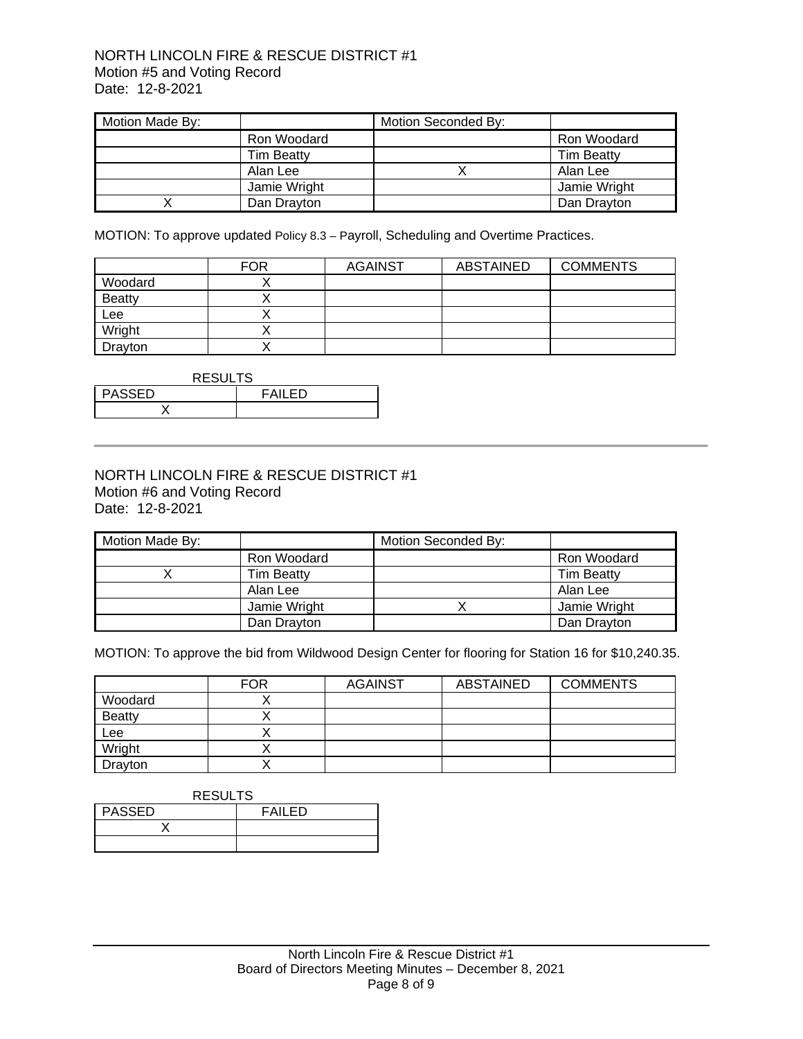NORTH LINCOLN FIRE & RESCUE DISTRICT #1
Motion #5 and Voting Record
Date: 12-8-2021

| Motion Made By: | | Motion Seconded By: | |
|---|---|---|---|
| | Ron Woodard | | Ron Woodard |
| | Tim Beatty | | Tim Beatty |
| | Alan Lee | X | Alan Lee |
| | Jamie Wright | | Jamie Wright |
| X | Dan Drayton | | Dan Drayton |

MOTION: To approve updated Policy 8.3 – Payroll, Scheduling and Overtime Practices.

| | FOR | AGAINST | ABSTAINED | COMMENTS |
|---|---|---|---|---|
| Woodard | X | | | |
| Beatty | X | | | |
| Lee | X | | | |
| Wright | X | | | |
| Drayton | X | | | |

RESULTS

| PASSED | FAILED |
|---|---|
| X | |

---

NORTH LINCOLN FIRE & RESCUE DISTRICT #1
Motion #6 and Voting Record
Date: 12-8-2021

| Motion Made By: | | Motion Seconded By: | |
|---|---|---|---|
| | Ron Woodard | | Ron Woodard |
| X | Tim Beatty | | Tim Beatty |
| | Alan Lee | | Alan Lee |
| | Jamie Wright | X | Jamie Wright |
| | Dan Drayton | | Dan Drayton |

MOTION: To approve the bid from Wildwood Design Center for flooring for Station 16 for $10,240.35.

| | FOR | AGAINST | ABSTAINED | COMMENTS |
|---|---|---|---|---|
| Woodard | X | | | |
| Beatty | X | | | |
| Lee | X | | | |
| Wright | X | | | |
| Drayton | X | | | |

RESULTS

| PASSED | FAILED |
|---|---|
| X | |
| | |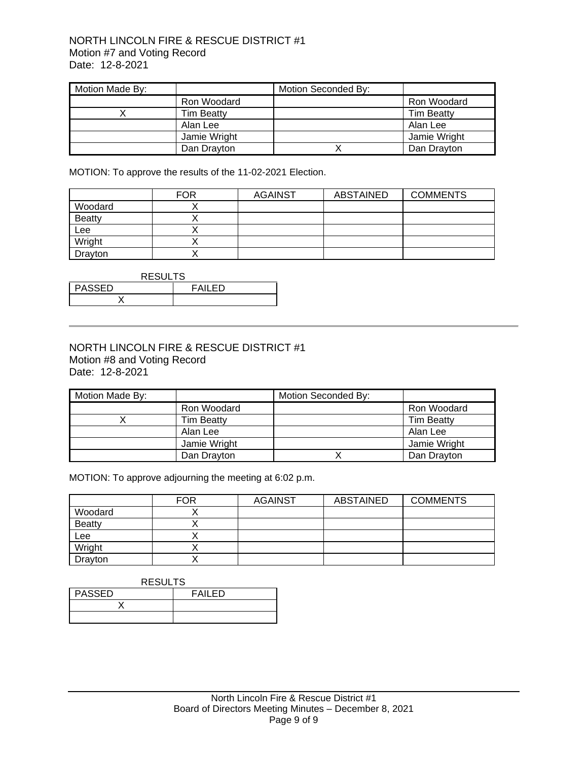NORTH LINCOLN FIRE & RESCUE DISTRICT #1
Motion #7 and Voting Record
Date: 12-8-2021

| Motion Made By: | | Motion Seconded By: | |
|---|---|---|---|
| | Ron Woodard | | Ron Woodard |
| X | Tim Beatty | | Tim Beatty |
| | Alan Lee | | Alan Lee |
| | Jamie Wright | | Jamie Wright |
| | Dan Drayton | X | Dan Drayton |

MOTION: To approve the results of the 11-02-2021 Election.

| | FOR | AGAINST | ABSTAINED | COMMENTS |
|---|---|---|---|---|
| Woodard | X | | | |
| Beatty | X | | | |
| Lee | X | | | |
| Wright | X | | | |
| Drayton | X | | | |

RESULTS

| PASSED | FAILED |
|---|---|
| X | |

---

NORTH LINCOLN FIRE & RESCUE DISTRICT #1
Motion #8 and Voting Record
Date: 12-8-2021

| Motion Made By: | | Motion Seconded By: | |
|---|---|---|---|
| | Ron Woodard | | Ron Woodard |
| X | Tim Beatty | | Tim Beatty |
| | Alan Lee | | Alan Lee |
| | Jamie Wright | | Jamie Wright |
| | Dan Drayton | X | Dan Drayton |

MOTION: To approve adjourning the meeting at 6:02 p.m.

| | FOR | AGAINST | ABSTAINED | COMMENTS |
|---|---|---|---|---|
| Woodard | X | | | |
| Beatty | X | | | |
| Lee | X | | | |
| Wright | X | | | |
| Drayton | X | | | |

RESULTS

| PASSED | FAILED |
|---|---|
| X | |
| | |